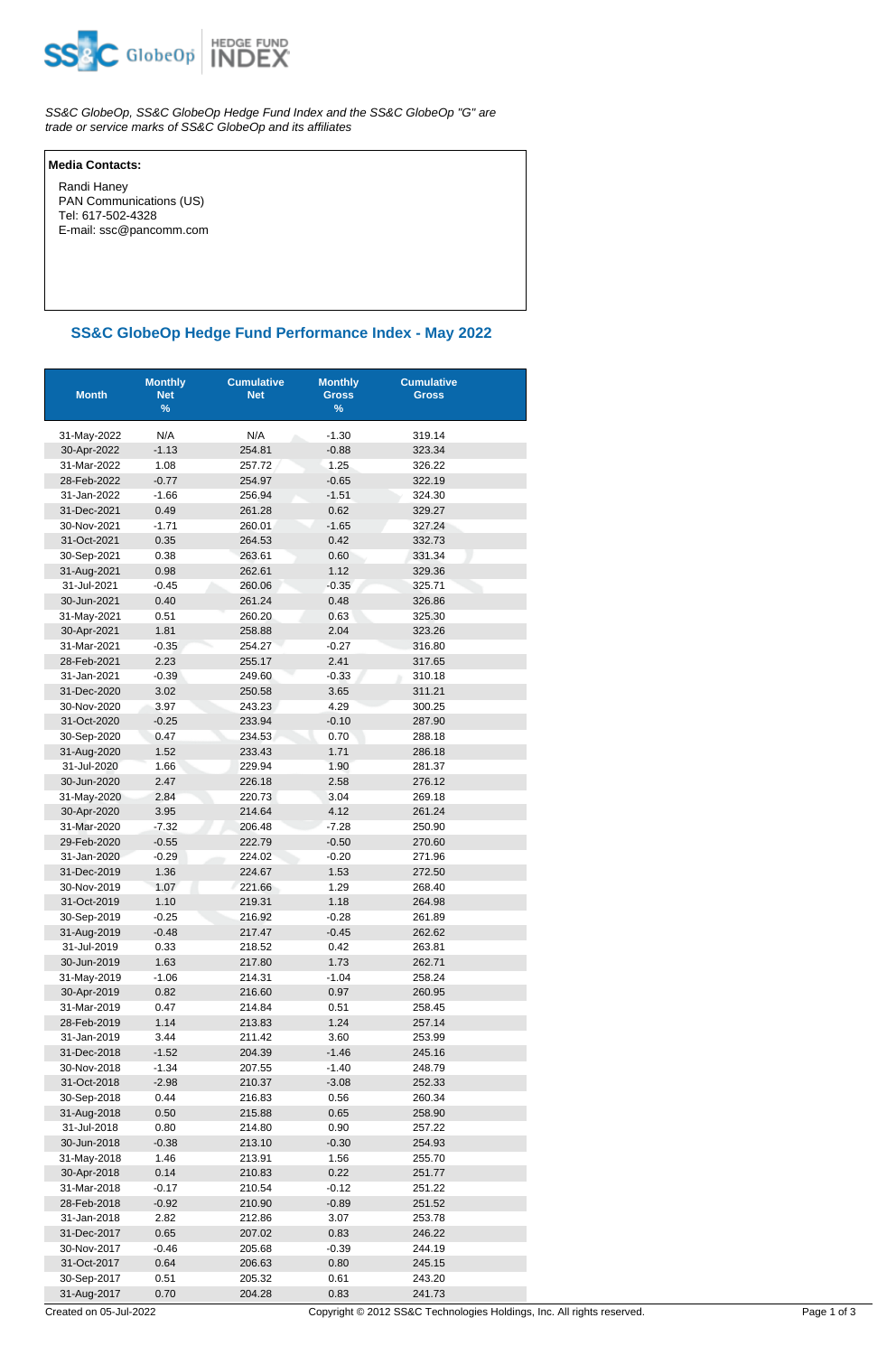*SS&C GlobeOp, SS&C GlobeOp Hedge Fund Index and the SS&C GlobeOp "G" are trade or service marks of SS&C GlobeOp and its affiliates*

**Media Contacts:**

Randi Haney
PAN Communications (US)
Tel: 617-502-4328
E-mail: ssc@pancomm.com

## SS&C GlobeOp Hedge Fund Performance Index - May 2022

| Month | Monthly Net % | Cumulative Net | Monthly Gross % | Cumulative Gross |
|---|---|---|---|---|
| 31-May-2022 | N/A | N/A | -1.30 | 319.14 |
| 30-Apr-2022 | -1.13 | 254.81 | -0.88 | 323.34 |
| 31-Mar-2022 | 1.08 | 257.72 | 1.25 | 326.22 |
| 28-Feb-2022 | -0.77 | 254.97 | -0.65 | 322.19 |
| 31-Jan-2022 | -1.66 | 256.94 | -1.51 | 324.30 |
| 31-Dec-2021 | 0.49 | 261.28 | 0.62 | 329.27 |
| 30-Nov-2021 | -1.71 | 260.01 | -1.65 | 327.24 |
| 31-Oct-2021 | 0.35 | 264.53 | 0.42 | 332.73 |
| 30-Sep-2021 | 0.38 | 263.61 | 0.60 | 331.34 |
| 31-Aug-2021 | 0.98 | 262.61 | 1.12 | 329.36 |
| 31-Jul-2021 | -0.45 | 260.06 | -0.35 | 325.71 |
| 30-Jun-2021 | 0.40 | 261.24 | 0.48 | 326.86 |
| 31-May-2021 | 0.51 | 260.20 | 0.63 | 325.30 |
| 30-Apr-2021 | 1.81 | 258.88 | 2.04 | 323.26 |
| 31-Mar-2021 | -0.35 | 254.27 | -0.27 | 316.80 |
| 28-Feb-2021 | 2.23 | 255.17 | 2.41 | 317.65 |
| 31-Jan-2021 | -0.39 | 249.60 | -0.33 | 310.18 |
| 31-Dec-2020 | 3.02 | 250.58 | 3.65 | 311.21 |
| 30-Nov-2020 | 3.97 | 243.23 | 4.29 | 300.25 |
| 31-Oct-2020 | -0.25 | 233.94 | -0.10 | 287.90 |
| 30-Sep-2020 | 0.47 | 234.53 | 0.70 | 288.18 |
| 31-Aug-2020 | 1.52 | 233.43 | 1.71 | 286.18 |
| 31-Jul-2020 | 1.66 | 229.94 | 1.90 | 281.37 |
| 30-Jun-2020 | 2.47 | 226.18 | 2.58 | 276.12 |
| 31-May-2020 | 2.84 | 220.73 | 3.04 | 269.18 |
| 30-Apr-2020 | 3.95 | 214.64 | 4.12 | 261.24 |
| 31-Mar-2020 | -7.32 | 206.48 | -7.28 | 250.90 |
| 29-Feb-2020 | -0.55 | 222.79 | -0.50 | 270.60 |
| 31-Jan-2020 | -0.29 | 224.02 | -0.20 | 271.96 |
| 31-Dec-2019 | 1.36 | 224.67 | 1.53 | 272.50 |
| 30-Nov-2019 | 1.07 | 221.66 | 1.29 | 268.40 |
| 31-Oct-2019 | 1.10 | 219.31 | 1.18 | 264.98 |
| 30-Sep-2019 | -0.25 | 216.92 | -0.28 | 261.89 |
| 31-Aug-2019 | -0.48 | 217.47 | -0.45 | 262.62 |
| 31-Jul-2019 | 0.33 | 218.52 | 0.42 | 263.81 |
| 30-Jun-2019 | 1.63 | 217.80 | 1.73 | 262.71 |
| 31-May-2019 | -1.06 | 214.31 | -1.04 | 258.24 |
| 30-Apr-2019 | 0.82 | 216.60 | 0.97 | 260.95 |
| 31-Mar-2019 | 0.47 | 214.84 | 0.51 | 258.45 |
| 28-Feb-2019 | 1.14 | 213.83 | 1.24 | 257.14 |
| 31-Jan-2019 | 3.44 | 211.42 | 3.60 | 253.99 |
| 31-Dec-2018 | -1.52 | 204.39 | -1.46 | 245.16 |
| 30-Nov-2018 | -1.34 | 207.55 | -1.40 | 248.79 |
| 31-Oct-2018 | -2.98 | 210.37 | -3.08 | 252.33 |
| 30-Sep-2018 | 0.44 | 216.83 | 0.56 | 260.34 |
| 31-Aug-2018 | 0.50 | 215.88 | 0.65 | 258.90 |
| 31-Jul-2018 | 0.80 | 214.80 | 0.90 | 257.22 |
| 30-Jun-2018 | -0.38 | 213.10 | -0.30 | 254.93 |
| 31-May-2018 | 1.46 | 213.91 | 1.56 | 255.70 |
| 30-Apr-2018 | 0.14 | 210.83 | 0.22 | 251.77 |
| 31-Mar-2018 | -0.17 | 210.54 | -0.12 | 251.22 |
| 28-Feb-2018 | -0.92 | 210.90 | -0.89 | 251.52 |
| 31-Jan-2018 | 2.82 | 212.86 | 3.07 | 253.78 |
| 31-Dec-2017 | 0.65 | 207.02 | 0.83 | 246.22 |
| 30-Nov-2017 | -0.46 | 205.68 | -0.39 | 244.19 |
| 31-Oct-2017 | 0.64 | 206.63 | 0.80 | 245.15 |
| 30-Sep-2017 | 0.51 | 205.32 | 0.61 | 243.20 |
| 31-Aug-2017 | 0.70 | 204.28 | 0.83 | 241.73 |

Created on 05-Jul-2022 Copyright © 2012 SS&C Technologies Holdings, Inc. All rights reserved.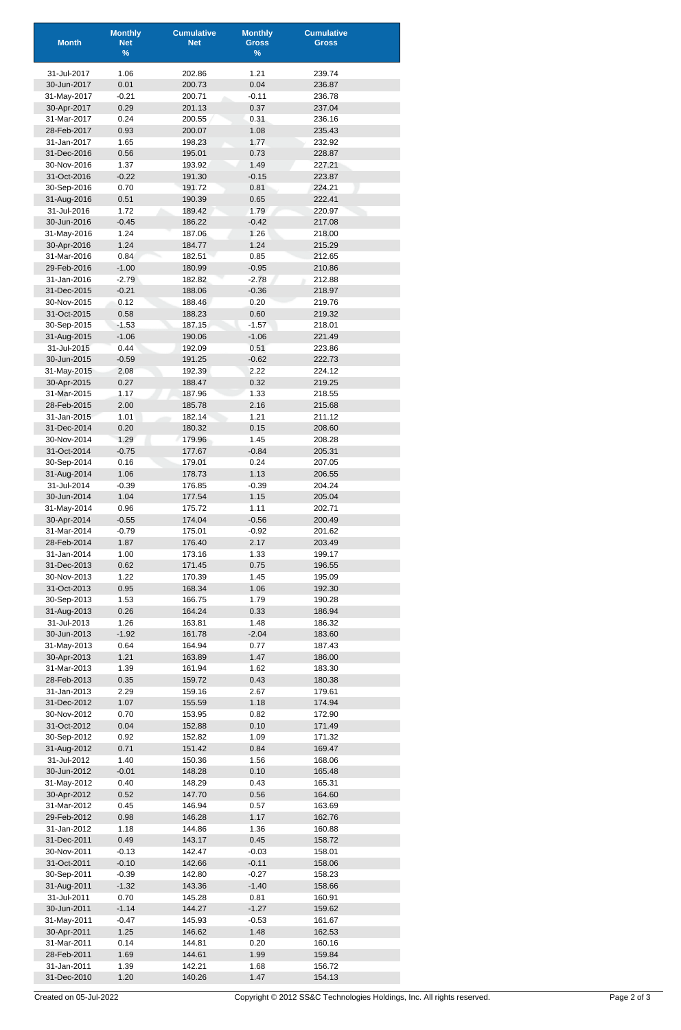| Month | Monthly Net % | Cumulative Net | Monthly Gross % | Cumulative Gross |
|---|---|---|---|---|
| 31-Jul-2017 | 1.06 | 202.86 | 1.21 | 239.74 |
| 30-Jun-2017 | 0.01 | 200.73 | 0.04 | 236.87 |
| 31-May-2017 | -0.21 | 200.71 | -0.11 | 236.78 |
| 30-Apr-2017 | 0.29 | 201.13 | 0.37 | 237.04 |
| 31-Mar-2017 | 0.24 | 200.55 | 0.31 | 236.16 |
| 28-Feb-2017 | 0.93 | 200.07 | 1.08 | 235.43 |
| 31-Jan-2017 | 1.65 | 198.23 | 1.77 | 232.92 |
| 31-Dec-2016 | 0.56 | 195.01 | 0.73 | 228.87 |
| 30-Nov-2016 | 1.37 | 193.92 | 1.49 | 227.21 |
| 31-Oct-2016 | -0.22 | 191.30 | -0.15 | 223.87 |
| 30-Sep-2016 | 0.70 | 191.72 | 0.81 | 224.21 |
| 31-Aug-2016 | 0.51 | 190.39 | 0.65 | 222.41 |
| 31-Jul-2016 | 1.72 | 189.42 | 1.79 | 220.97 |
| 30-Jun-2016 | -0.45 | 186.22 | -0.42 | 217.08 |
| 31-May-2016 | 1.24 | 187.06 | 1.26 | 218.00 |
| 30-Apr-2016 | 1.24 | 184.77 | 1.24 | 215.29 |
| 31-Mar-2016 | 0.84 | 182.51 | 0.85 | 212.65 |
| 29-Feb-2016 | -1.00 | 180.99 | -0.95 | 210.86 |
| 31-Jan-2016 | -2.79 | 182.82 | -2.78 | 212.88 |
| 31-Dec-2015 | -0.21 | 188.06 | -0.36 | 218.97 |
| 30-Nov-2015 | 0.12 | 188.46 | 0.20 | 219.76 |
| 31-Oct-2015 | 0.58 | 188.23 | 0.60 | 219.32 |
| 30-Sep-2015 | -1.53 | 187.15 | -1.57 | 218.01 |
| 31-Aug-2015 | -1.06 | 190.06 | -1.06 | 221.49 |
| 31-Jul-2015 | 0.44 | 192.09 | 0.51 | 223.86 |
| 30-Jun-2015 | -0.59 | 191.25 | -0.62 | 222.73 |
| 31-May-2015 | 2.08 | 192.39 | 2.22 | 224.12 |
| 30-Apr-2015 | 0.27 | 188.47 | 0.32 | 219.25 |
| 31-Mar-2015 | 1.17 | 187.96 | 1.33 | 218.55 |
| 28-Feb-2015 | 2.00 | 185.78 | 2.16 | 215.68 |
| 31-Jan-2015 | 1.01 | 182.14 | 1.21 | 211.12 |
| 31-Dec-2014 | 0.20 | 180.32 | 0.15 | 208.60 |
| 30-Nov-2014 | 1.29 | 179.96 | 1.45 | 208.28 |
| 31-Oct-2014 | -0.75 | 177.67 | -0.84 | 205.31 |
| 30-Sep-2014 | 0.16 | 179.01 | 0.24 | 207.05 |
| 31-Aug-2014 | 1.06 | 178.73 | 1.13 | 206.55 |
| 31-Jul-2014 | -0.39 | 176.85 | -0.39 | 204.24 |
| 30-Jun-2014 | 1.04 | 177.54 | 1.15 | 205.04 |
| 31-May-2014 | 0.96 | 175.72 | 1.11 | 202.71 |
| 30-Apr-2014 | -0.55 | 174.04 | -0.56 | 200.49 |
| 31-Mar-2014 | -0.79 | 175.01 | -0.92 | 201.62 |
| 28-Feb-2014 | 1.87 | 176.40 | 2.17 | 203.49 |
| 31-Jan-2014 | 1.00 | 173.16 | 1.33 | 199.17 |
| 31-Dec-2013 | 0.62 | 171.45 | 0.75 | 196.55 |
| 30-Nov-2013 | 1.22 | 170.39 | 1.45 | 195.09 |
| 31-Oct-2013 | 0.95 | 168.34 | 1.06 | 192.30 |
| 30-Sep-2013 | 1.53 | 166.75 | 1.79 | 190.28 |
| 31-Aug-2013 | 0.26 | 164.24 | 0.33 | 186.94 |
| 31-Jul-2013 | 1.26 | 163.81 | 1.48 | 186.32 |
| 30-Jun-2013 | -1.92 | 161.78 | -2.04 | 183.60 |
| 31-May-2013 | 0.64 | 164.94 | 0.77 | 187.43 |
| 30-Apr-2013 | 1.21 | 163.89 | 1.47 | 186.00 |
| 31-Mar-2013 | 1.39 | 161.94 | 1.62 | 183.30 |
| 28-Feb-2013 | 0.35 | 159.72 | 0.43 | 180.38 |
| 31-Jan-2013 | 2.29 | 159.16 | 2.67 | 179.61 |
| 31-Dec-2012 | 1.07 | 155.59 | 1.18 | 174.94 |
| 30-Nov-2012 | 0.70 | 153.95 | 0.82 | 172.90 |
| 31-Oct-2012 | 0.04 | 152.88 | 0.10 | 171.49 |
| 30-Sep-2012 | 0.92 | 152.82 | 1.09 | 171.32 |
| 31-Aug-2012 | 0.71 | 151.42 | 0.84 | 169.47 |
| 31-Jul-2012 | 1.40 | 150.36 | 1.56 | 168.06 |
| 30-Jun-2012 | -0.01 | 148.28 | 0.10 | 165.48 |
| 31-May-2012 | 0.40 | 148.29 | 0.43 | 165.31 |
| 30-Apr-2012 | 0.52 | 147.70 | 0.56 | 164.60 |
| 31-Mar-2012 | 0.45 | 146.94 | 0.57 | 163.69 |
| 29-Feb-2012 | 0.98 | 146.28 | 1.17 | 162.76 |
| 31-Jan-2012 | 1.18 | 144.86 | 1.36 | 160.88 |
| 31-Dec-2011 | 0.49 | 143.17 | 0.45 | 158.72 |
| 30-Nov-2011 | -0.13 | 142.47 | -0.03 | 158.01 |
| 31-Oct-2011 | -0.10 | 142.66 | -0.11 | 158.06 |
| 30-Sep-2011 | -0.39 | 142.80 | -0.27 | 158.23 |
| 31-Aug-2011 | -1.32 | 143.36 | -1.40 | 158.66 |
| 31-Jul-2011 | 0.70 | 145.28 | 0.81 | 160.91 |
| 30-Jun-2011 | -1.14 | 144.27 | -1.27 | 159.62 |
| 31-May-2011 | -0.47 | 145.93 | -0.53 | 161.67 |
| 30-Apr-2011 | 1.25 | 146.62 | 1.48 | 162.53 |
| 31-Mar-2011 | 0.14 | 144.81 | 0.20 | 160.16 |
| 28-Feb-2011 | 1.69 | 144.61 | 1.99 | 159.84 |
| 31-Jan-2011 | 1.39 | 142.21 | 1.68 | 156.72 |
| 31-Dec-2010 | 1.20 | 140.26 | 1.47 | 154.13 |

Created on 05-Jul-2022 Copyright © 2012 SS&C Technologies Holdings, Inc. All rights reserved.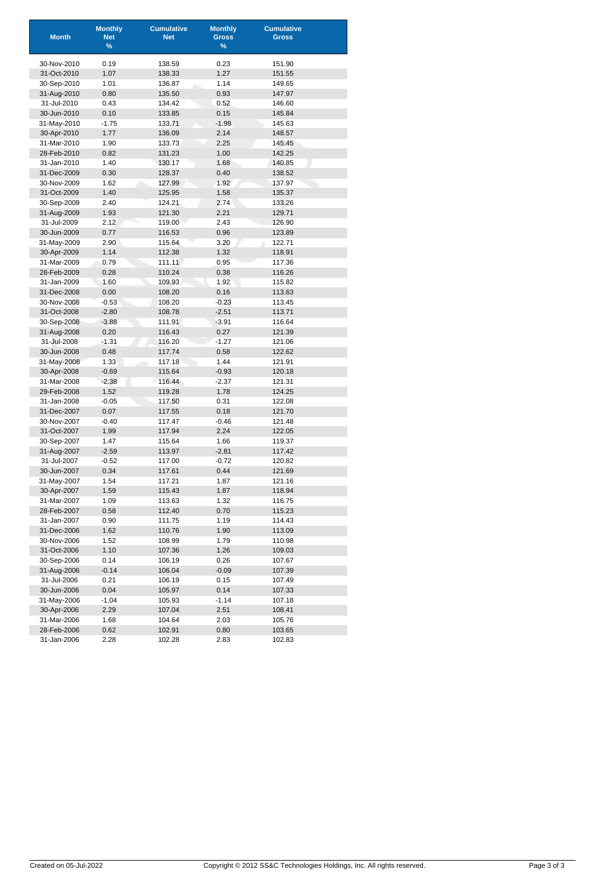| Month | Monthly Net % | Cumulative Net | Monthly Gross % | Cumulative Gross |
|---|---|---|---|---|
| 30-Nov-2010 | 0.19 | 138.59 | 0.23 | 151.90 |
| 31-Oct-2010 | 1.07 | 138.33 | 1.27 | 151.55 |
| 30-Sep-2010 | 1.01 | 136.87 | 1.14 | 149.65 |
| 31-Aug-2010 | 0.80 | 135.50 | 0.93 | 147.97 |
| 31-Jul-2010 | 0.43 | 134.42 | 0.52 | 146.60 |
| 30-Jun-2010 | 0.10 | 133.85 | 0.15 | 145.84 |
| 31-May-2010 | -1.75 | 133.71 | -1.98 | 145.63 |
| 30-Apr-2010 | 1.77 | 136.09 | 2.14 | 148.57 |
| 31-Mar-2010 | 1.90 | 133.73 | 2.25 | 145.45 |
| 28-Feb-2010 | 0.82 | 131.23 | 1.00 | 142.25 |
| 31-Jan-2010 | 1.40 | 130.17 | 1.68 | 140.85 |
| 31-Dec-2009 | 0.30 | 128.37 | 0.40 | 138.52 |
| 30-Nov-2009 | 1.62 | 127.99 | 1.92 | 137.97 |
| 31-Oct-2009 | 1.40 | 125.95 | 1.58 | 135.37 |
| 30-Sep-2009 | 2.40 | 124.21 | 2.74 | 133.26 |
| 31-Aug-2009 | 1.93 | 121.30 | 2.21 | 129.71 |
| 31-Jul-2009 | 2.12 | 119.00 | 2.43 | 126.90 |
| 30-Jun-2009 | 0.77 | 116.53 | 0.96 | 123.89 |
| 31-May-2009 | 2.90 | 115.64 | 3.20 | 122.71 |
| 30-Apr-2009 | 1.14 | 112.38 | 1.32 | 118.91 |
| 31-Mar-2009 | 0.79 | 111.11 | 0.95 | 117.36 |
| 28-Feb-2009 | 0.28 | 110.24 | 0.38 | 116.26 |
| 31-Jan-2009 | 1.60 | 109.93 | 1.92 | 115.82 |
| 31-Dec-2008 | 0.00 | 108.20 | 0.16 | 113.63 |
| 30-Nov-2008 | -0.53 | 108.20 | -0.23 | 113.45 |
| 31-Oct-2008 | -2.80 | 108.78 | -2.51 | 113.71 |
| 30-Sep-2008 | -3.88 | 111.91 | -3.91 | 116.64 |
| 31-Aug-2008 | 0.20 | 116.43 | 0.27 | 121.39 |
| 31-Jul-2008 | -1.31 | 116.20 | -1.27 | 121.06 |
| 30-Jun-2008 | 0.48 | 117.74 | 0.58 | 122.62 |
| 31-May-2008 | 1.33 | 117.18 | 1.44 | 121.91 |
| 30-Apr-2008 | -0.69 | 115.64 | -0.93 | 120.18 |
| 31-Mar-2008 | -2.38 | 116.44 | -2.37 | 121.31 |
| 29-Feb-2008 | 1.52 | 119.28 | 1.78 | 124.25 |
| 31-Jan-2008 | -0.05 | 117.50 | 0.31 | 122.08 |
| 31-Dec-2007 | 0.07 | 117.55 | 0.18 | 121.70 |
| 30-Nov-2007 | -0.40 | 117.47 | -0.46 | 121.48 |
| 31-Oct-2007 | 1.99 | 117.94 | 2.24 | 122.05 |
| 30-Sep-2007 | 1.47 | 115.64 | 1.66 | 119.37 |
| 31-Aug-2007 | -2.59 | 113.97 | -2.81 | 117.42 |
| 31-Jul-2007 | -0.52 | 117.00 | -0.72 | 120.82 |
| 30-Jun-2007 | 0.34 | 117.61 | 0.44 | 121.69 |
| 31-May-2007 | 1.54 | 117.21 | 1.87 | 121.16 |
| 30-Apr-2007 | 1.59 | 115.43 | 1.87 | 118.94 |
| 31-Mar-2007 | 1.09 | 113.63 | 1.32 | 116.75 |
| 28-Feb-2007 | 0.58 | 112.40 | 0.70 | 115.23 |
| 31-Jan-2007 | 0.90 | 111.75 | 1.19 | 114.43 |
| 31-Dec-2006 | 1.62 | 110.76 | 1.90 | 113.09 |
| 30-Nov-2006 | 1.52 | 108.99 | 1.79 | 110.98 |
| 31-Oct-2006 | 1.10 | 107.36 | 1.26 | 109.03 |
| 30-Sep-2006 | 0.14 | 106.19 | 0.26 | 107.67 |
| 31-Aug-2006 | -0.14 | 106.04 | -0.09 | 107.39 |
| 31-Jul-2006 | 0.21 | 106.19 | 0.15 | 107.49 |
| 30-Jun-2006 | 0.04 | 105.97 | 0.14 | 107.33 |
| 31-May-2006 | -1.04 | 105.93 | -1.14 | 107.18 |
| 30-Apr-2006 | 2.29 | 107.04 | 2.51 | 108.41 |
| 31-Mar-2006 | 1.68 | 104.64 | 2.03 | 105.76 |
| 28-Feb-2006 | 0.62 | 102.91 | 0.80 | 103.65 |
| 31-Jan-2006 | 2.28 | 102.28 | 2.83 | 102.83 |

Created on 05-Jul-2022

Copyright © 2012 SS&C Technologies Holdings, Inc. All rights reserved.